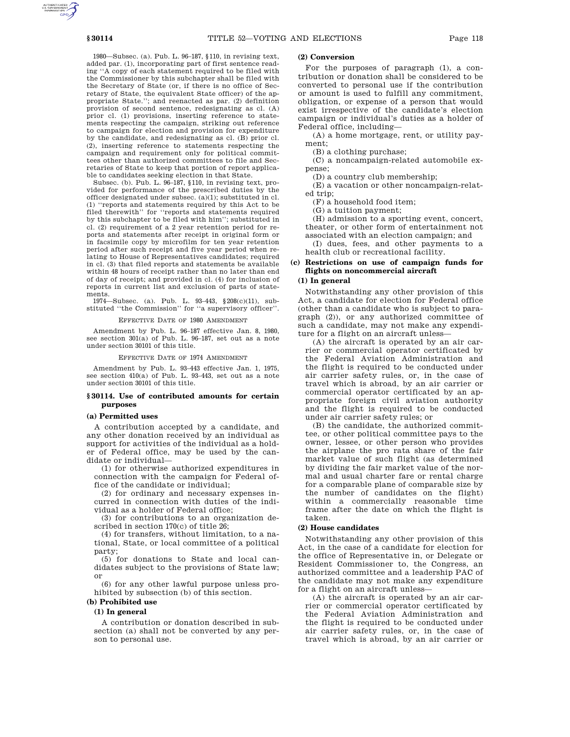1980—Subsec. (a). Pub. L. 96–187, §110, in revising text, added par. (1), incorporating part of first sentence reading "A copy of each statement required to be filed with the Commissioner by this subchapter shall be filed with the Secretary of State (or, if there is no office of Secretary of State, the equivalent State officer) of the appropriate State."; and reenacted as par. (2) definition provision of second sentence, redesignating as cl. (A) prior cl. (1) provisions, inserting reference to statements respecting the campaign, striking out reference to campaign for election and provision for expenditure by the candidate, and redesignating as cl. (B) prior cl. (2), inserting reference to statements respecting the campaign and requirement only for political committees other than authorized committees to file and Secretaries of State to keep that portion of report applicable to candidates seeking election in that State.

Subsec. (b). Pub. L. 96–187, §110, in revising text, provided for performance of the prescribed duties by the officer designated under subsec. (a)(1); substituted in cl. (1) "reports and statements required by this Act to be filed therewith" for "reports and statements required by this subchapter to be filed with him"; substituted in cl. (2) requirement of a 2 year retention period for reports and statements after receipt in original form or in facsimile copy by microfilm for ten year retention period after such receipt and five year period when relating to House of Representatives candidates; required in cl. (3) that filed reports and statements be available within 48 hours of receipt rather than no later than end of day of receipt; and provided in cl. (4) for inclusion of reports in current list and exclusion of parts of statements.

1974—Subsec. (a). Pub. L. 93–443, §208(c)(11), substituted "the Commission" for "a supervisory officer".

EFFECTIVE DATE OF 1980 AMENDMENT

Amendment by Pub. L. 96–187 effective Jan. 8, 1980, see section 301(a) of Pub. L. 96–187, set out as a note under section 30101 of this title.

EFFECTIVE DATE OF 1974 AMENDMENT

Amendment by Pub. L. 93–443 effective Jan. 1, 1975, see section 410(a) of Pub. L. 93–443, set out as a note under section 30101 of this title.

### § 30114. Use of contributed amounts for certain purposes

#### (a) Permitted uses

A contribution accepted by a candidate, and any other donation received by an individual as support for activities of the individual as a holder of Federal office, may be used by the candidate or individual—

(1) for otherwise authorized expenditures in connection with the campaign for Federal office of the candidate or individual;

(2) for ordinary and necessary expenses incurred in connection with duties of the individual as a holder of Federal office;

(3) for contributions to an organization described in section 170(c) of title 26;

(4) for transfers, without limitation, to a national, State, or local committee of a political party;

(5) for donations to State and local candidates subject to the provisions of State law; or

(6) for any other lawful purpose unless prohibited by subsection (b) of this section.

#### (b) Prohibited use

##### (1) In general

A contribution or donation described in subsection (a) shall not be converted by any person to personal use.

##### (2) Conversion

For the purposes of paragraph (1), a contribution or donation shall be considered to be converted to personal use if the contribution or amount is used to fulfill any commitment, obligation, or expense of a person that would exist irrespective of the candidate's election campaign or individual's duties as a holder of Federal office, including—

(A) a home mortgage, rent, or utility payment;

(B) a clothing purchase;

(C) a noncampaign-related automobile expense;

(D) a country club membership;

(E) a vacation or other noncampaign-related trip;

(F) a household food item;

(G) a tuition payment;

(H) admission to a sporting event, concert, theater, or other form of entertainment not associated with an election campaign; and

(I) dues, fees, and other payments to a health club or recreational facility.

#### (c) Restrictions on use of campaign funds for flights on noncommercial aircraft

##### (1) In general

Notwithstanding any other provision of this Act, a candidate for election for Federal office (other than a candidate who is subject to paragraph (2)), or any authorized committee of such a candidate, may not make any expenditure for a flight on an aircraft unless—

(A) the aircraft is operated by an air carrier or commercial operator certificated by the Federal Aviation Administration and the flight is required to be conducted under air carrier safety rules, or, in the case of travel which is abroad, by an air carrier or commercial operator certificated by an appropriate foreign civil aviation authority and the flight is required to be conducted under air carrier safety rules; or

(B) the candidate, the authorized committee, or other political committee pays to the owner, lessee, or other person who provides the airplane the pro rata share of the fair market value of such flight (as determined by dividing the fair market value of the normal and usual charter fare or rental charge for a comparable plane of comparable size by the number of candidates on the flight) within a commercially reasonable time frame after the date on which the flight is taken.

##### (2) House candidates

Notwithstanding any other provision of this Act, in the case of a candidate for election for the office of Representative in, or Delegate or Resident Commissioner to, the Congress, an authorized committee and a leadership PAC of the candidate may not make any expenditure for a flight on an aircraft unless—

(A) the aircraft is operated by an air carrier or commercial operator certificated by the Federal Aviation Administration and the flight is required to be conducted under air carrier safety rules, or, in the case of travel which is abroad, by an air carrier or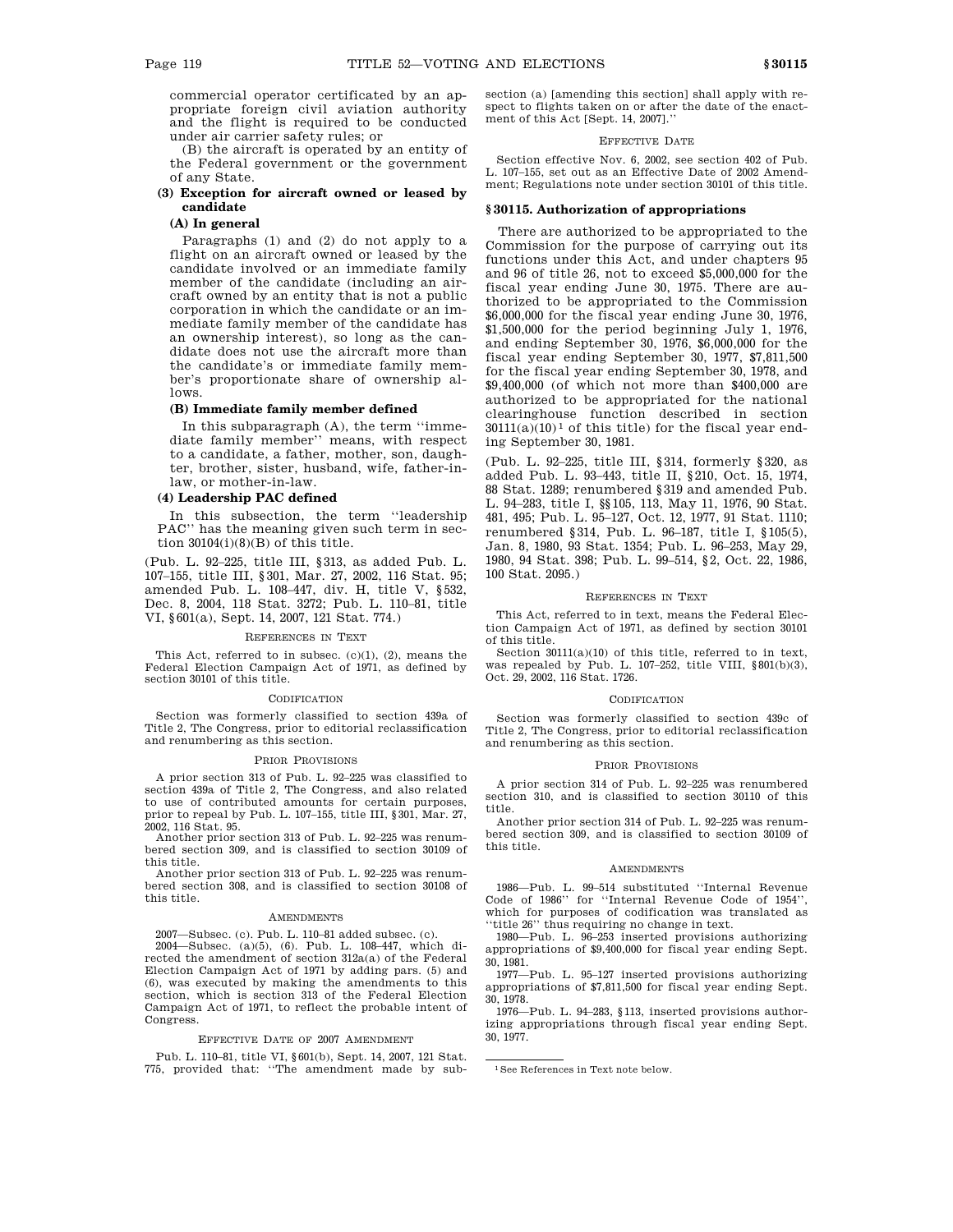commercial operator certificated by an appropriate foreign civil aviation authority and the flight is required to be conducted under air carrier safety rules; or

(B) the aircraft is operated by an entity of the Federal government or the government of any State.

**(3) Exception for aircraft owned or leased by candidate**

**(A) In general**

Paragraphs (1) and (2) do not apply to a flight on an aircraft owned or leased by the candidate involved or an immediate family member of the candidate (including an aircraft owned by an entity that is not a public corporation in which the candidate or an immediate family member of the candidate has an ownership interest), so long as the candidate does not use the aircraft more than the candidate's or immediate family member's proportionate share of ownership allows.

**(B) Immediate family member defined**

In this subparagraph (A), the term ''immediate family member'' means, with respect to a candidate, a father, mother, son, daughter, brother, sister, husband, wife, father-in-law, or mother-in-law.

**(4) Leadership PAC defined**

In this subsection, the term ''leadership PAC'' has the meaning given such term in section 30104(i)(8)(B) of this title.

(Pub. L. 92–225, title III, §313, as added Pub. L. 107–155, title III, §301, Mar. 27, 2002, 116 Stat. 95; amended Pub. L. 108–447, div. H, title V, §532, Dec. 8, 2004, 118 Stat. 3272; Pub. L. 110–81, title VI, §601(a), Sept. 14, 2007, 121 Stat. 774.)

REFERENCES IN TEXT

This Act, referred to in subsec. (c)(1), (2), means the Federal Election Campaign Act of 1971, as defined by section 30101 of this title.

CODIFICATION

Section was formerly classified to section 439a of Title 2, The Congress, prior to editorial reclassification and renumbering as this section.

PRIOR PROVISIONS

A prior section 313 of Pub. L. 92–225 was classified to section 439a of Title 2, The Congress, and also related to use of contributed amounts for certain purposes, prior to repeal by Pub. L. 107–155, title III, §301, Mar. 27, 2002, 116 Stat. 95.

Another prior section 313 of Pub. L. 92–225 was renumbered section 309, and is classified to section 30109 of this title.

Another prior section 313 of Pub. L. 92–225 was renumbered section 308, and is classified to section 30108 of this title.

AMENDMENTS

2007—Subsec. (c). Pub. L. 110–81 added subsec. (c).

2004—Subsec. (a)(5), (6). Pub. L. 108–447, which directed the amendment of section 312a(a) of the Federal Election Campaign Act of 1971 by adding pars. (5) and (6), was executed by making the amendments to this section, which is section 313 of the Federal Election Campaign Act of 1971, to reflect the probable intent of Congress.

EFFECTIVE DATE OF 2007 AMENDMENT

Pub. L. 110–81, title VI, §601(b), Sept. 14, 2007, 121 Stat. 775, provided that: ''The amendment made by subsection (a) [amending this section] shall apply with respect to flights taken on or after the date of the enactment of this Act [Sept. 14, 2007].''

EFFECTIVE DATE

Section effective Nov. 6, 2002, see section 402 of Pub. L. 107–155, set out as an Effective Date of 2002 Amendment; Regulations note under section 30101 of this title.

## §30115. Authorization of appropriations

There are authorized to be appropriated to the Commission for the purpose of carrying out its functions under this Act, and under chapters 95 and 96 of title 26, not to exceed $5,000,000 for the fiscal year ending June 30, 1975. There are authorized to be appropriated to the Commission $6,000,000 for the fiscal year ending June 30, 1976, $1,500,000 for the period beginning July 1, 1976, and ending September 30, 1976, $6,000,000 for the fiscal year ending September 30, 1977, $7,811,500 for the fiscal year ending September 30, 1978, and $9,400,000 (of which not more than $400,000 are authorized to be appropriated for the national clearinghouse function described in section 30111(a)(10)[1] of this title) for the fiscal year ending September 30, 1981.

(Pub. L. 92–225, title III, §314, formerly §320, as added Pub. L. 93–443, title II, §210, Oct. 15, 1974, 88 Stat. 1289; renumbered §319 and amended Pub. L. 94–283, title I, §§105, 113, May 11, 1976, 90 Stat. 481, 495; Pub. L. 95–127, Oct. 12, 1977, 91 Stat. 1110; renumbered §314, Pub. L. 96–187, title I, §105(5), Jan. 8, 1980, 93 Stat. 1354; Pub. L. 96–253, May 29, 1980, 94 Stat. 398; Pub. L. 99–514, §2, Oct. 22, 1986, 100 Stat. 2095.)

REFERENCES IN TEXT

This Act, referred to in text, means the Federal Election Campaign Act of 1971, as defined by section 30101 of this title.

Section 30111(a)(10) of this title, referred to in text, was repealed by Pub. L. 107–252, title VIII, §801(b)(3), Oct. 29, 2002, 116 Stat. 1726.

CODIFICATION

Section was formerly classified to section 439c of Title 2, The Congress, prior to editorial reclassification and renumbering as this section.

PRIOR PROVISIONS

A prior section 314 of Pub. L. 92–225 was renumbered section 310, and is classified to section 30110 of this title.

Another prior section 314 of Pub. L. 92–225 was renumbered section 309, and is classified to section 30109 of this title.

AMENDMENTS

1986—Pub. L. 99–514 substituted ''Internal Revenue Code of 1986'' for ''Internal Revenue Code of 1954'', which for purposes of codification was translated as ''title 26'' thus requiring no change in text.

1980—Pub. L. 96–253 inserted provisions authorizing appropriations of $9,400,000 for fiscal year ending Sept. 30, 1981.

1977—Pub. L. 95–127 inserted provisions authorizing appropriations of $7,811,500 for fiscal year ending Sept. 30, 1978.

1976—Pub. L. 94–283, §113, inserted provisions authorizing appropriations through fiscal year ending Sept. 30, 1977.

[1] See References in Text note below.